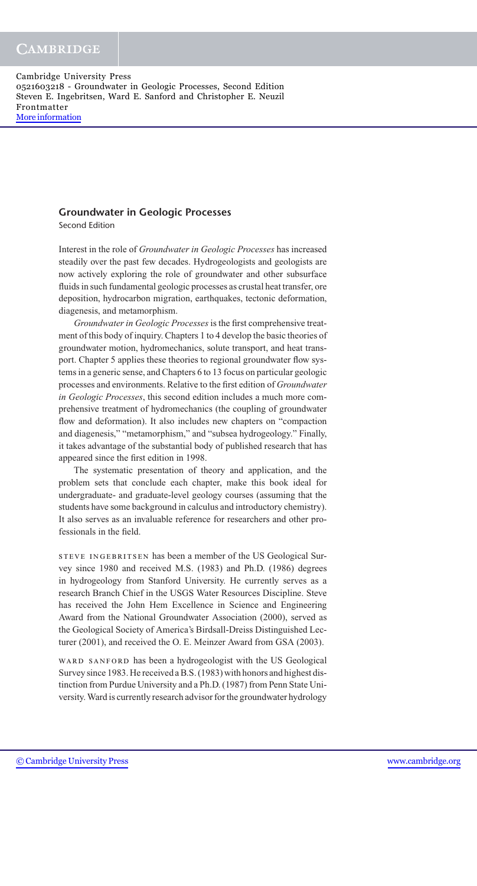## Groundwater in Geologic Processes

Second Edition

Interest in the role of *Groundwater in Geologic Processes* has increased steadily over the past few decades. Hydrogeologists and geologists are now actively exploring the role of groundwater and other subsurface fluids in such fundamental geologic processes as crustal heat transfer, ore deposition, hydrocarbon migration, earthquakes, tectonic deformation, diagenesis, and metamorphism.

*Groundwater in Geologic Processes* is the first comprehensive treatment of this body of inquiry. Chapters 1 to 4 develop the basic theories of groundwater motion, hydromechanics, solute transport, and heat transport. Chapter 5 applies these theories to regional groundwater flow systems in a generic sense, and Chapters 6 to 13 focus on particular geologic processes and environments. Relative to the first edition of *Groundwater in Geologic Processes*, this second edition includes a much more comprehensive treatment of hydromechanics (the coupling of groundwater flow and deformation). It also includes new chapters on "compaction and diagenesis," "metamorphism," and "subsea hydrogeology." Finally, it takes advantage of the substantial body of published research that has appeared since the first edition in 1998.

The systematic presentation of theory and application, and the problem sets that conclude each chapter, make this book ideal for undergraduate- and graduate-level geology courses (assuming that the students have some background in calculus and introductory chemistry). It also serves as an invaluable reference for researchers and other professionals in the field.

STEVE INGEBRITSEN has been a member of the US Geological Survey since 1980 and received M.S. (1983) and Ph.D. (1986) degrees in hydrogeology from Stanford University. He currently serves as a research Branch Chief in the USGS Water Resources Discipline. Steve has received the John Hem Excellence in Science and Engineering Award from the National Groundwater Association (2000), served as the Geological Society of America's Birdsall-Dreiss Distinguished Lecturer (2001), and received the O. E. Meinzer Award from GSA (2003).

WARD SANFORD has been a hydrogeologist with the US Geological Survey since 1983. He received a B.S. (1983) with honors and highest distinction from Purdue University and a Ph.D. (1987) from Penn State University. Ward is currently research advisor for the groundwater hydrology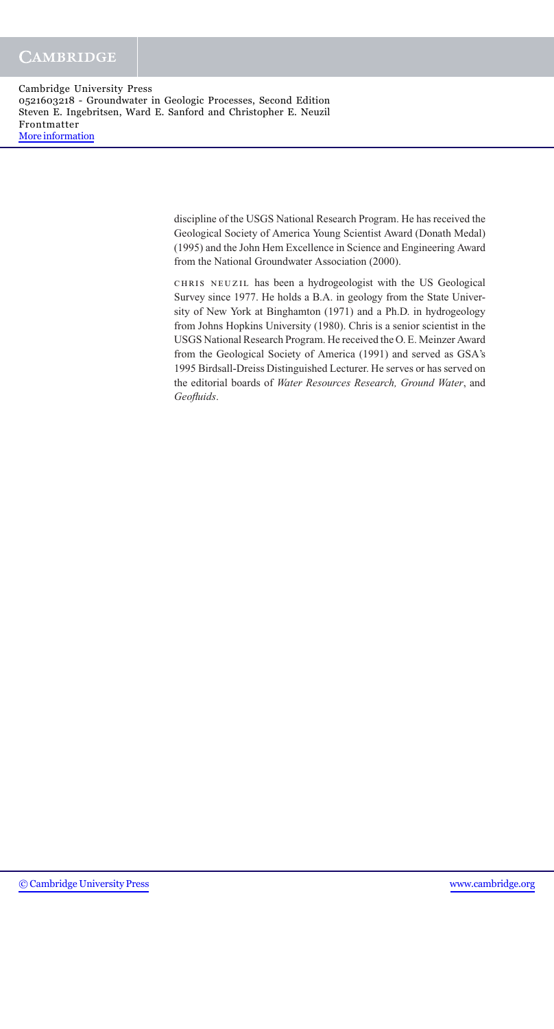discipline of the USGS National Research Program. He has received the Geological Society of America Young Scientist Award (Donath Medal) (1995) and the John Hem Excellence in Science and Engineering Award from the National Groundwater Association (2000).

CHRIS NEUZIL has been a hydrogeologist with the US Geological Survey since 1977. He holds a B.A. in geology from the State University of New York at Binghamton (1971) and a Ph.D. in hydrogeology from Johns Hopkins University (1980). Chris is a senior scientist in the USGS National Research Program. He received the O. E. Meinzer Award from the Geological Society of America (1991) and served as GSA's 1995 Birdsall-Dreiss Distinguished Lecturer. He serves or has served on the editorial boards of *Water Resources Research, Ground Water*, and *Geofluids*.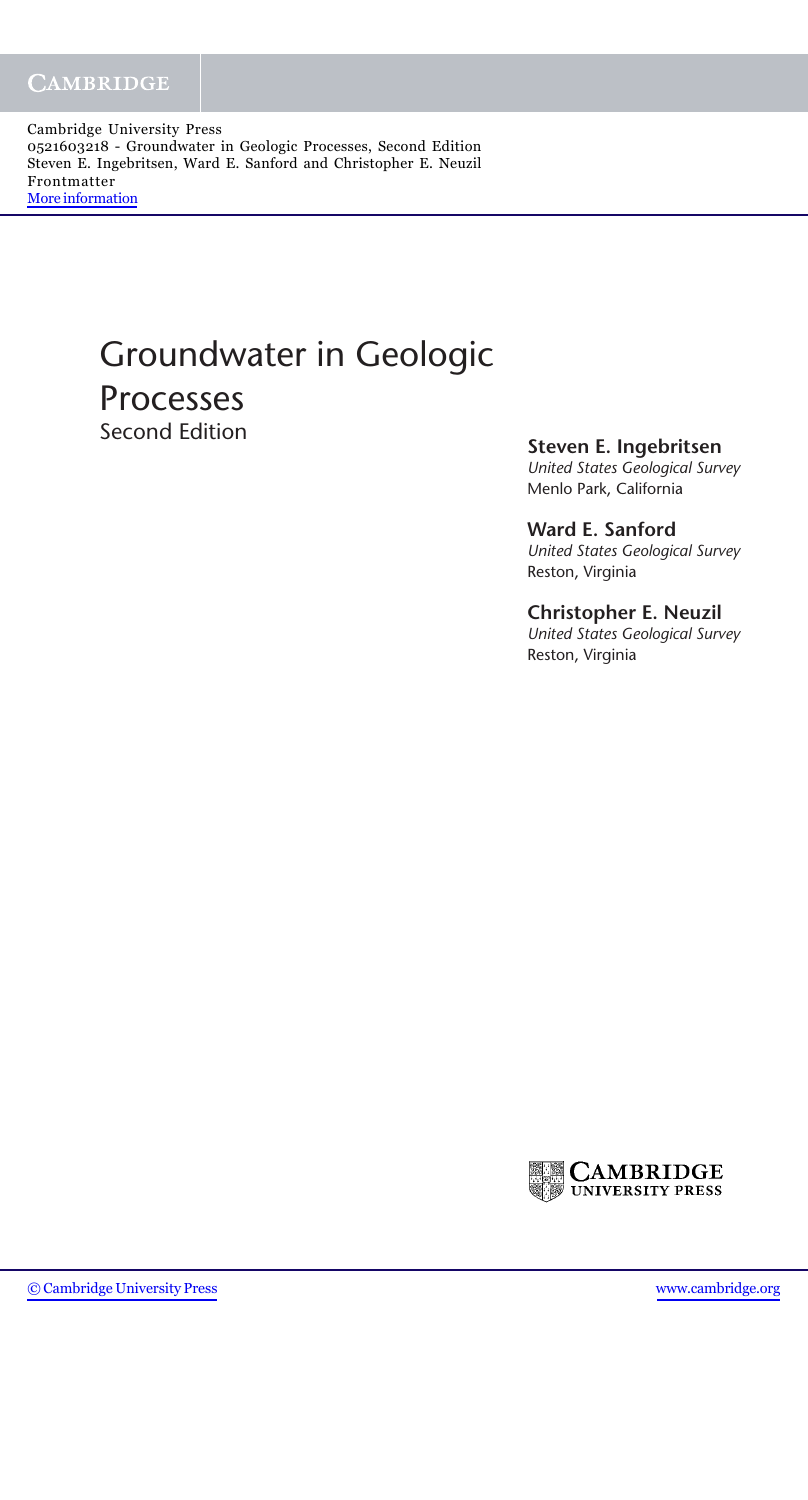# Groundwater in Geologic Processes

Second Edition

**Steven E. Ingebritsen**
*United States Geological Survey*
Menlo Park, California

**Ward E. Sanford**
*United States Geological Survey*
Reston, Virginia

**Christopher E. Neuzil**
*United States Geological Survey*
Reston, Virginia

CAMBRIDGE UNIVERSITY PRESS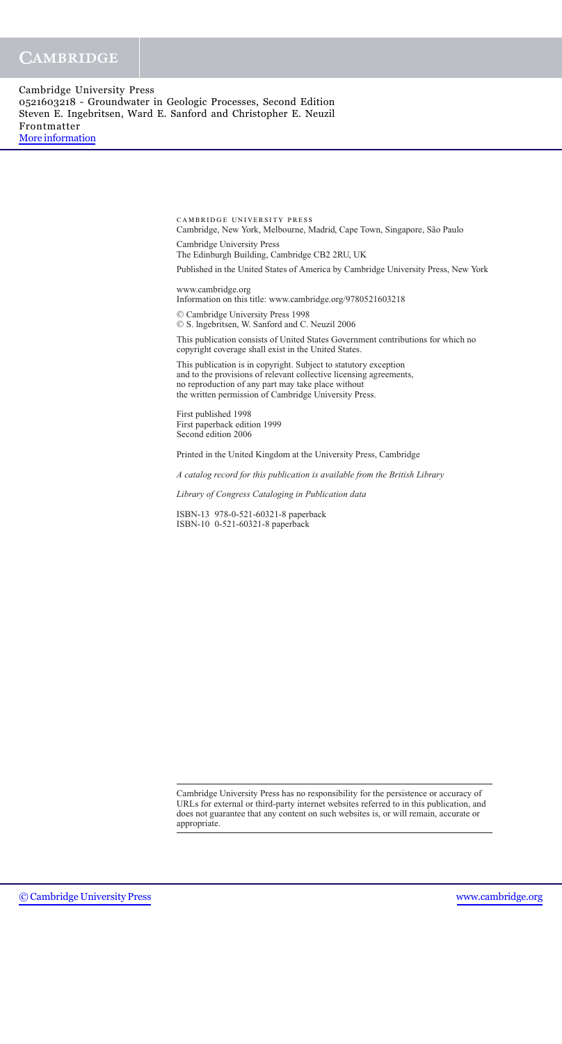CAMBRIDGE UNIVERSITY PRESS
Cambridge, New York, Melbourne, Madrid, Cape Town, Singapore, São Paulo

Cambridge University Press
The Edinburgh Building, Cambridge CB2 2RU, UK

Published in the United States of America by Cambridge University Press, New York

www.cambridge.org
Information on this title: www.cambridge.org/9780521603218

© Cambridge University Press 1998
© S. Ingebritsen, W. Sanford and C. Neuzil 2006

This publication consists of United States Government contributions for which no copyright coverage shall exist in the United States.

This publication is in copyright. Subject to statutory exception and to the provisions of relevant collective licensing agreements, no reproduction of any part may take place without the written permission of Cambridge University Press.

First published 1998
First paperback edition 1999
Second edition 2006

Printed in the United Kingdom at the University Press, Cambridge

*A catalog record for this publication is available from the British Library*

*Library of Congress Cataloging in Publication data*

ISBN-13 978-0-521-60321-8 paperback
ISBN-10 0-521-60321-8 paperback

Cambridge University Press has no responsibility for the persistence or accuracy of URLs for external or third-party internet websites referred to in this publication, and does not guarantee that any content on such websites is, or will remain, accurate or appropriate.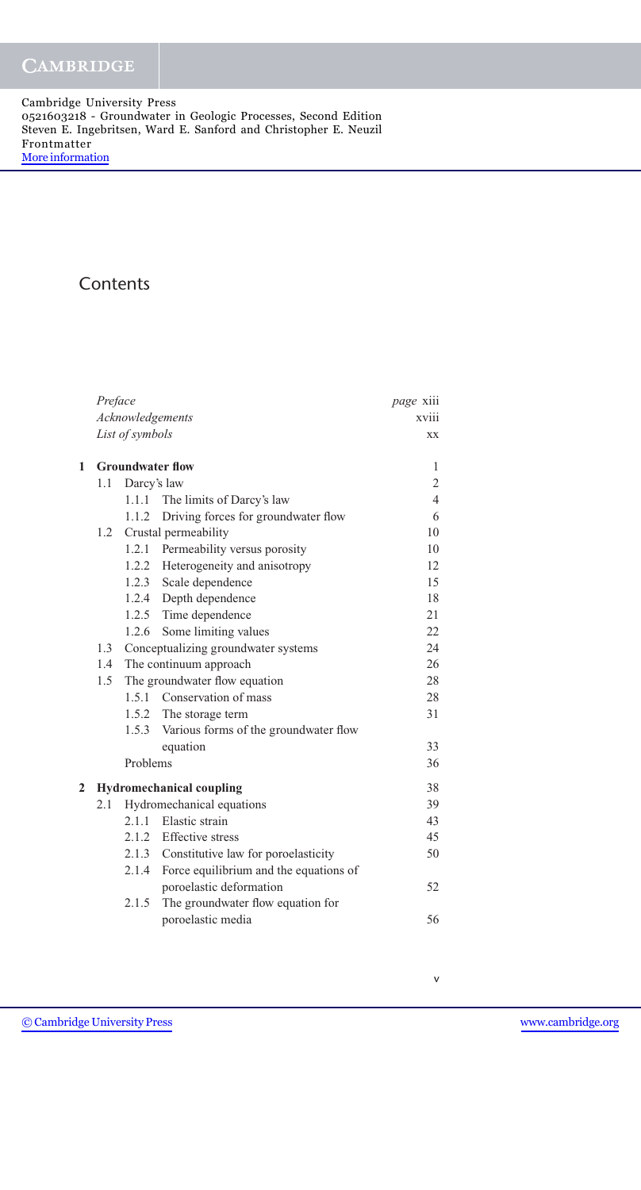# Contents

| | |
|---|---|
| *Preface* | *page* xiii |
| *Acknowledgements* | xviii |
| *List of symbols* | xx |
| **1 Groundwater flow** | 1 |
| 1.1 Darcy's law | 2 |
| 1.1.1 The limits of Darcy's law | 4 |
| 1.1.2 Driving forces for groundwater flow | 6 |
| 1.2 Crustal permeability | 10 |
| 1.2.1 Permeability versus porosity | 10 |
| 1.2.2 Heterogeneity and anisotropy | 12 |
| 1.2.3 Scale dependence | 15 |
| 1.2.4 Depth dependence | 18 |
| 1.2.5 Time dependence | 21 |
| 1.2.6 Some limiting values | 22 |
| 1.3 Conceptualizing groundwater systems | 24 |
| 1.4 The continuum approach | 26 |
| 1.5 The groundwater flow equation | 28 |
| 1.5.1 Conservation of mass | 28 |
| 1.5.2 The storage term | 31 |
| 1.5.3 Various forms of the groundwater flow equation | 33 |
| Problems | 36 |
| **2 Hydromechanical coupling** | 38 |
| 2.1 Hydromechanical equations | 39 |
| 2.1.1 Elastic strain | 43 |
| 2.1.2 Effective stress | 45 |
| 2.1.3 Constitutive law for poroelasticity | 50 |
| 2.1.4 Force equilibrium and the equations of poroelastic deformation | 52 |
| 2.1.5 The groundwater flow equation for poroelastic media | 56 |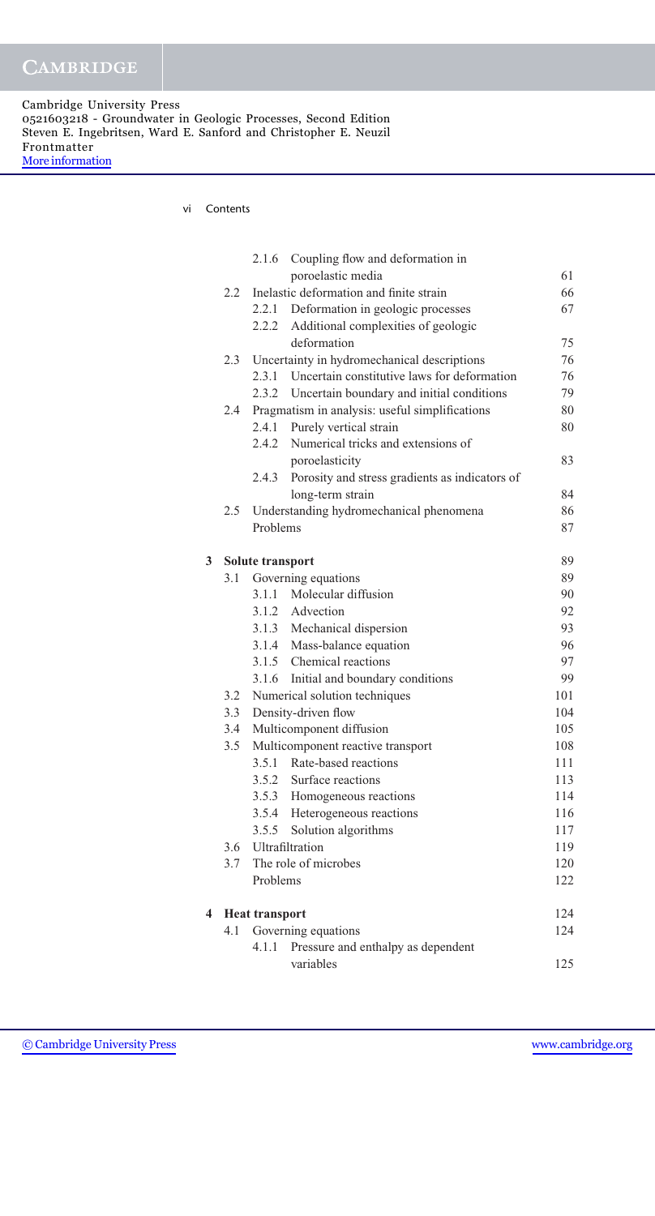|  |  |  |  |
|---|---|---|---|
|  |  | 2.1.6 | Coupling flow and deformation in poroelastic media | 61 |
|  | 2.2 |  | Inelastic deformation and finite strain | 66 |
|  |  | 2.2.1 | Deformation in geologic processes | 67 |
|  |  | 2.2.2 | Additional complexities of geologic deformation | 75 |
|  | 2.3 |  | Uncertainty in hydromechanical descriptions | 76 |
|  |  | 2.3.1 | Uncertain constitutive laws for deformation | 76 |
|  |  | 2.3.2 | Uncertain boundary and initial conditions | 79 |
|  | 2.4 |  | Pragmatism in analysis: useful simplifications | 80 |
|  |  | 2.4.1 | Purely vertical strain | 80 |
|  |  | 2.4.2 | Numerical tricks and extensions of poroelasticity | 83 |
|  |  | 2.4.3 | Porosity and stress gradients as indicators of long-term strain | 84 |
|  | 2.5 |  | Understanding hydromechanical phenomena | 86 |
|  |  |  | Problems | 87 |
| **3** |  |  | **Solute transport** | 89 |
|  | 3.1 |  | Governing equations | 89 |
|  |  | 3.1.1 | Molecular diffusion | 90 |
|  |  | 3.1.2 | Advection | 92 |
|  |  | 3.1.3 | Mechanical dispersion | 93 |
|  |  | 3.1.4 | Mass-balance equation | 96 |
|  |  | 3.1.5 | Chemical reactions | 97 |
|  |  | 3.1.6 | Initial and boundary conditions | 99 |
|  | 3.2 |  | Numerical solution techniques | 101 |
|  | 3.3 |  | Density-driven flow | 104 |
|  | 3.4 |  | Multicomponent diffusion | 105 |
|  | 3.5 |  | Multicomponent reactive transport | 108 |
|  |  | 3.5.1 | Rate-based reactions | 111 |
|  |  | 3.5.2 | Surface reactions | 113 |
|  |  | 3.5.3 | Homogeneous reactions | 114 |
|  |  | 3.5.4 | Heterogeneous reactions | 116 |
|  |  | 3.5.5 | Solution algorithms | 117 |
|  | 3.6 |  | Ultrafiltration | 119 |
|  | 3.7 |  | The role of microbes | 120 |
|  |  |  | Problems | 122 |
| **4** |  |  | **Heat transport** | 124 |
|  | 4.1 |  | Governing equations | 124 |
|  |  | 4.1.1 | Pressure and enthalpy as dependent variables | 125 |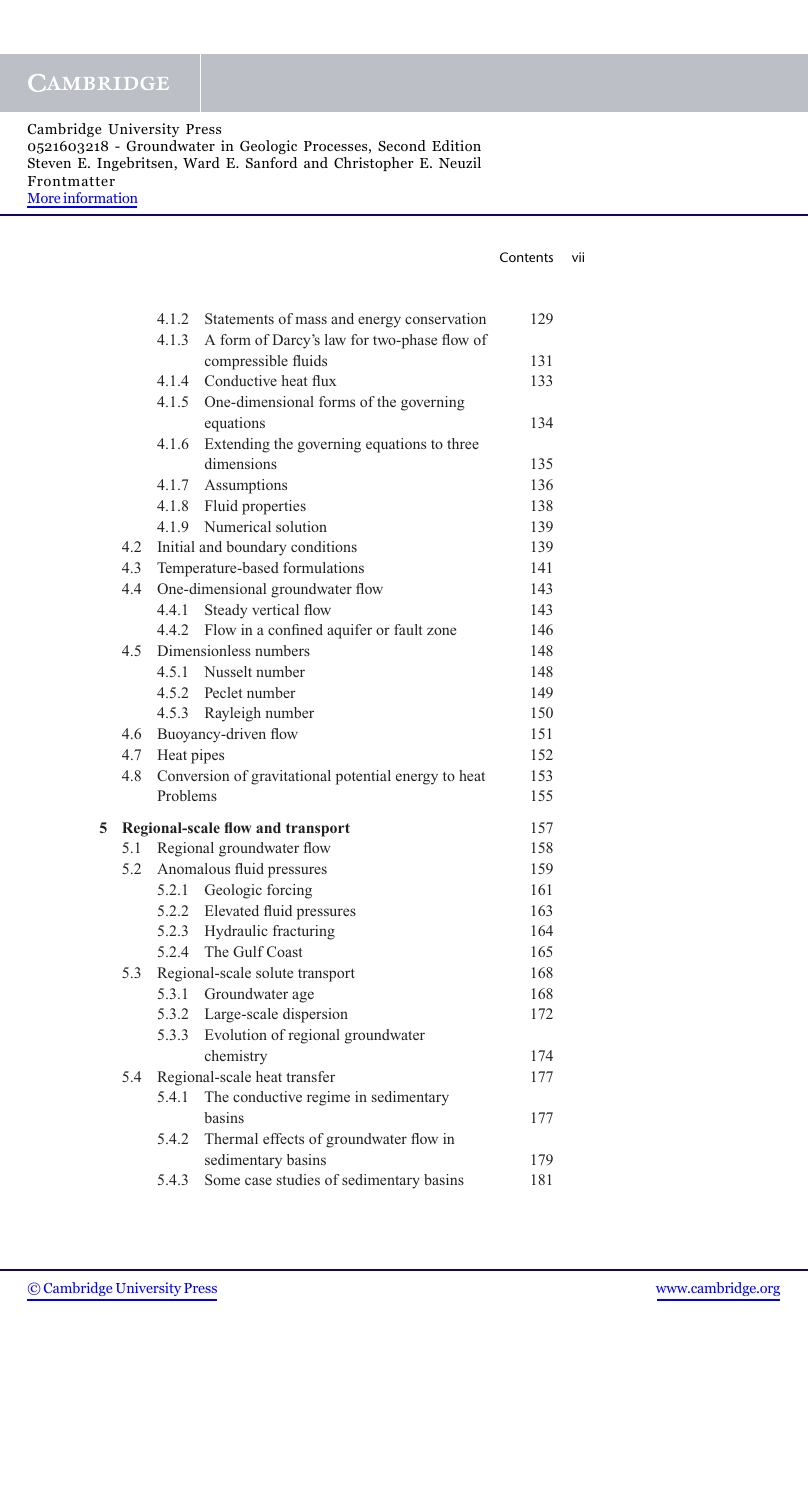| | | | |
|---|---|---|---|
| | 4.1.2 | Statements of mass and energy conservation | 129 |
| | 4.1.3 | A form of Darcy's law for two-phase flow of compressible fluids | 131 |
| | 4.1.4 | Conductive heat flux | 133 |
| | 4.1.5 | One-dimensional forms of the governing equations | 134 |
| | 4.1.6 | Extending the governing equations to three dimensions | 135 |
| | 4.1.7 | Assumptions | 136 |
| | 4.1.8 | Fluid properties | 138 |
| | 4.1.9 | Numerical solution | 139 |
| 4.2 | | Initial and boundary conditions | 139 |
| 4.3 | | Temperature-based formulations | 141 |
| 4.4 | | One-dimensional groundwater flow | 143 |
| | 4.4.1 | Steady vertical flow | 143 |
| | 4.4.2 | Flow in a confined aquifer or fault zone | 146 |
| 4.5 | | Dimensionless numbers | 148 |
| | 4.5.1 | Nusselt number | 148 |
| | 4.5.2 | Peclet number | 149 |
| | 4.5.3 | Rayleigh number | 150 |
| 4.6 | | Buoyancy-driven flow | 151 |
| 4.7 | | Heat pipes | 152 |
| 4.8 | | Conversion of gravitational potential energy to heat | 153 |
| | | Problems | 155 |
| **5** | | **Regional-scale flow and transport** | 157 |
| 5.1 | | Regional groundwater flow | 158 |
| 5.2 | | Anomalous fluid pressures | 159 |
| | 5.2.1 | Geologic forcing | 161 |
| | 5.2.2 | Elevated fluid pressures | 163 |
| | 5.2.3 | Hydraulic fracturing | 164 |
| | 5.2.4 | The Gulf Coast | 165 |
| 5.3 | | Regional-scale solute transport | 168 |
| | 5.3.1 | Groundwater age | 168 |
| | 5.3.2 | Large-scale dispersion | 172 |
| | 5.3.3 | Evolution of regional groundwater chemistry | 174 |
| 5.4 | | Regional-scale heat transfer | 177 |
| | 5.4.1 | The conductive regime in sedimentary basins | 177 |
| | 5.4.2 | Thermal effects of groundwater flow in sedimentary basins | 179 |
| | 5.4.3 | Some case studies of sedimentary basins | 181 |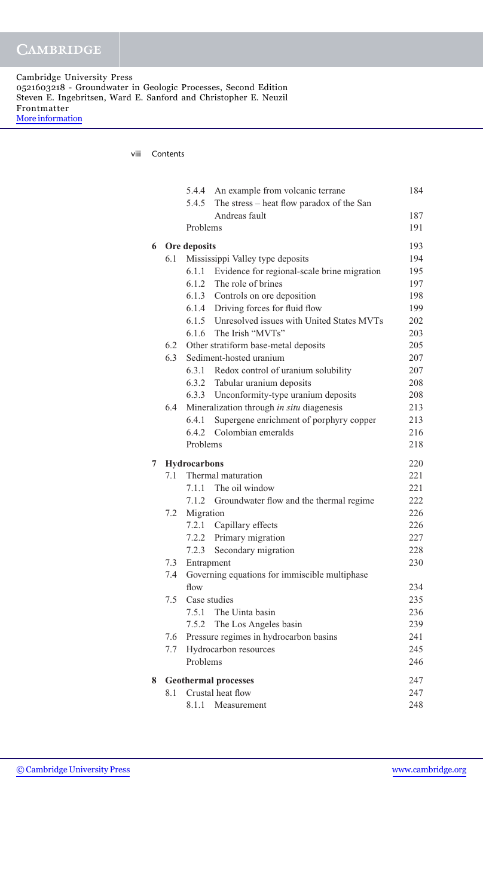| | | | |
|---|---|---|---|
| | 5.4.4 | An example from volcanic terrane | 184 |
| | 5.4.5 | The stress – heat flow paradox of the San Andreas fault | 187 |
| | Problems | | 191 |
| **6** | **Ore deposits** | | 193 |
| 6.1 | Mississippi Valley type deposits | | 194 |
| | 6.1.1 | Evidence for regional-scale brine migration | 195 |
| | 6.1.2 | The role of brines | 197 |
| | 6.1.3 | Controls on ore deposition | 198 |
| | 6.1.4 | Driving forces for fluid flow | 199 |
| | 6.1.5 | Unresolved issues with United States MVTs | 202 |
| | 6.1.6 | The Irish "MVTs" | 203 |
| 6.2 | Other stratiform base-metal deposits | | 205 |
| 6.3 | Sediment-hosted uranium | | 207 |
| | 6.3.1 | Redox control of uranium solubility | 207 |
| | 6.3.2 | Tabular uranium deposits | 208 |
| | 6.3.3 | Unconformity-type uranium deposits | 208 |
| 6.4 | Mineralization through *in situ* diagenesis | | 213 |
| | 6.4.1 | Supergene enrichment of porphyry copper | 213 |
| | 6.4.2 | Colombian emeralds | 216 |
| | Problems | | 218 |
| **7** | **Hydrocarbons** | | 220 |
| 7.1 | Thermal maturation | | 221 |
| | 7.1.1 | The oil window | 221 |
| | 7.1.2 | Groundwater flow and the thermal regime | 222 |
| 7.2 | Migration | | 226 |
| | 7.2.1 | Capillary effects | 226 |
| | 7.2.2 | Primary migration | 227 |
| | 7.2.3 | Secondary migration | 228 |
| 7.3 | Entrapment | | 230 |
| 7.4 | Governing equations for immiscible multiphase flow | | 234 |
| 7.5 | Case studies | | 235 |
| | 7.5.1 | The Uinta basin | 236 |
| | 7.5.2 | The Los Angeles basin | 239 |
| 7.6 | Pressure regimes in hydrocarbon basins | | 241 |
| 7.7 | Hydrocarbon resources | | 245 |
| | Problems | | 246 |
| **8** | **Geothermal processes** | | 247 |
| 8.1 | Crustal heat flow | | 247 |
| | 8.1.1 | Measurement | 248 |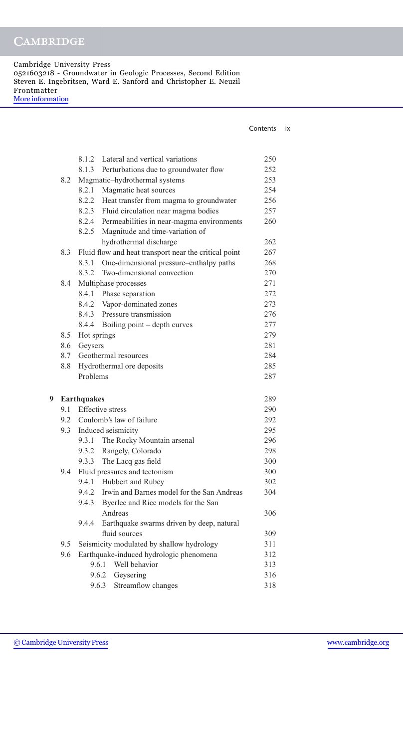| | | |
|---|---|---|
| | 8.1.2 Lateral and vertical variations | 250 |
| | 8.1.3 Perturbations due to groundwater flow | 252 |
| 8.2 | Magmatic–hydrothermal systems | 253 |
| | 8.2.1 Magmatic heat sources | 254 |
| | 8.2.2 Heat transfer from magma to groundwater | 256 |
| | 8.2.3 Fluid circulation near magma bodies | 257 |
| | 8.2.4 Permeabilities in near-magma environments | 260 |
| | 8.2.5 Magnitude and time-variation of hydrothermal discharge | 262 |
| 8.3 | Fluid flow and heat transport near the critical point | 267 |
| | 8.3.1 One-dimensional pressure–enthalpy paths | 268 |
| | 8.3.2 Two-dimensional convection | 270 |
| 8.4 | Multiphase processes | 271 |
| | 8.4.1 Phase separation | 272 |
| | 8.4.2 Vapor-dominated zones | 273 |
| | 8.4.3 Pressure transmission | 276 |
| | 8.4.4 Boiling point – depth curves | 277 |
| 8.5 | Hot springs | 279 |
| 8.6 | Geysers | 281 |
| 8.7 | Geothermal resources | 284 |
| 8.8 | Hydrothermal ore deposits | 285 |
| | Problems | 287 |
| **9** | **Earthquakes** | 289 |
| 9.1 | Effective stress | 290 |
| 9.2 | Coulomb's law of failure | 292 |
| 9.3 | Induced seismicity | 295 |
| | 9.3.1 The Rocky Mountain arsenal | 296 |
| | 9.3.2 Rangely, Colorado | 298 |
| | 9.3.3 The Lacq gas field | 300 |
| 9.4 | Fluid pressures and tectonism | 300 |
| | 9.4.1 Hubbert and Rubey | 302 |
| | 9.4.2 Irwin and Barnes model for the San Andreas | 304 |
| | 9.4.3 Byerlee and Rice models for the San Andreas | 306 |
| | 9.4.4 Earthquake swarms driven by deep, natural fluid sources | 309 |
| 9.5 | Seismicity modulated by shallow hydrology | 311 |
| 9.6 | Earthquake-induced hydrologic phenomena | 312 |
| | 9.6.1 Well behavior | 313 |
| | 9.6.2 Geysering | 316 |
| | 9.6.3 Streamflow changes | 318 |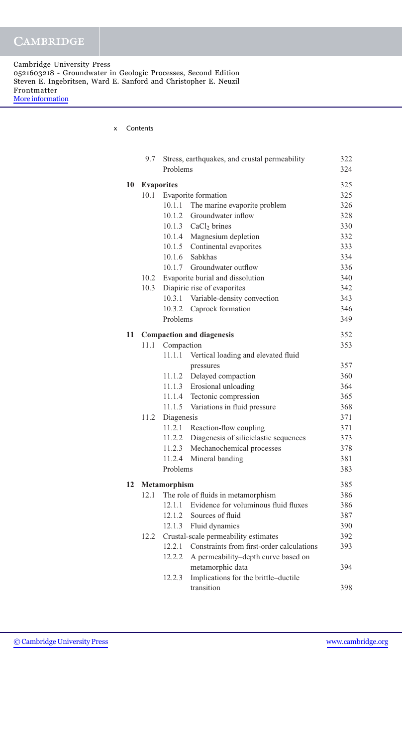| | | | |
|---|---|---|---|
| 9.7 | | Stress, earthquakes, and crustal permeability | 322 |
| | Problems | | 324 |
| **10** | **Evaporites** | | 325 |
| 10.1 | | Evaporite formation | 325 |
| | 10.1.1 | The marine evaporite problem | 326 |
| | 10.1.2 | Groundwater inflow | 328 |
| | 10.1.3 | $CaCl_2$ brines | 330 |
| | 10.1.4 | Magnesium depletion | 332 |
| | 10.1.5 | Continental evaporites | 333 |
| | 10.1.6 | Sabkhas | 334 |
| | 10.1.7 | Groundwater outflow | 336 |
| 10.2 | | Evaporite burial and dissolution | 340 |
| 10.3 | | Diapiric rise of evaporites | 342 |
| | 10.3.1 | Variable-density convection | 343 |
| | 10.3.2 | Caprock formation | 346 |
| | Problems | | 349 |
| **11** | **Compaction and diagenesis** | | 352 |
| 11.1 | | Compaction | 353 |
| | 11.1.1 | Vertical loading and elevated fluid pressures | 357 |
| | 11.1.2 | Delayed compaction | 360 |
| | 11.1.3 | Erosional unloading | 364 |
| | 11.1.4 | Tectonic compression | 365 |
| | 11.1.5 | Variations in fluid pressure | 368 |
| 11.2 | | Diagenesis | 371 |
| | 11.2.1 | Reaction-flow coupling | 371 |
| | 11.2.2 | Diagenesis of siliciclastic sequences | 373 |
| | 11.2.3 | Mechanochemical processes | 378 |
| | 11.2.4 | Mineral banding | 381 |
| | Problems | | 383 |
| **12** | **Metamorphism** | | 385 |
| 12.1 | | The role of fluids in metamorphism | 386 |
| | 12.1.1 | Evidence for voluminous fluid fluxes | 386 |
| | 12.1.2 | Sources of fluid | 387 |
| | 12.1.3 | Fluid dynamics | 390 |
| 12.2 | | Crustal-scale permeability estimates | 392 |
| | 12.2.1 | Constraints from first-order calculations | 393 |
| | 12.2.2 | A permeability–depth curve based on metamorphic data | 394 |
| | 12.2.3 | Implications for the brittle–ductile transition | 398 |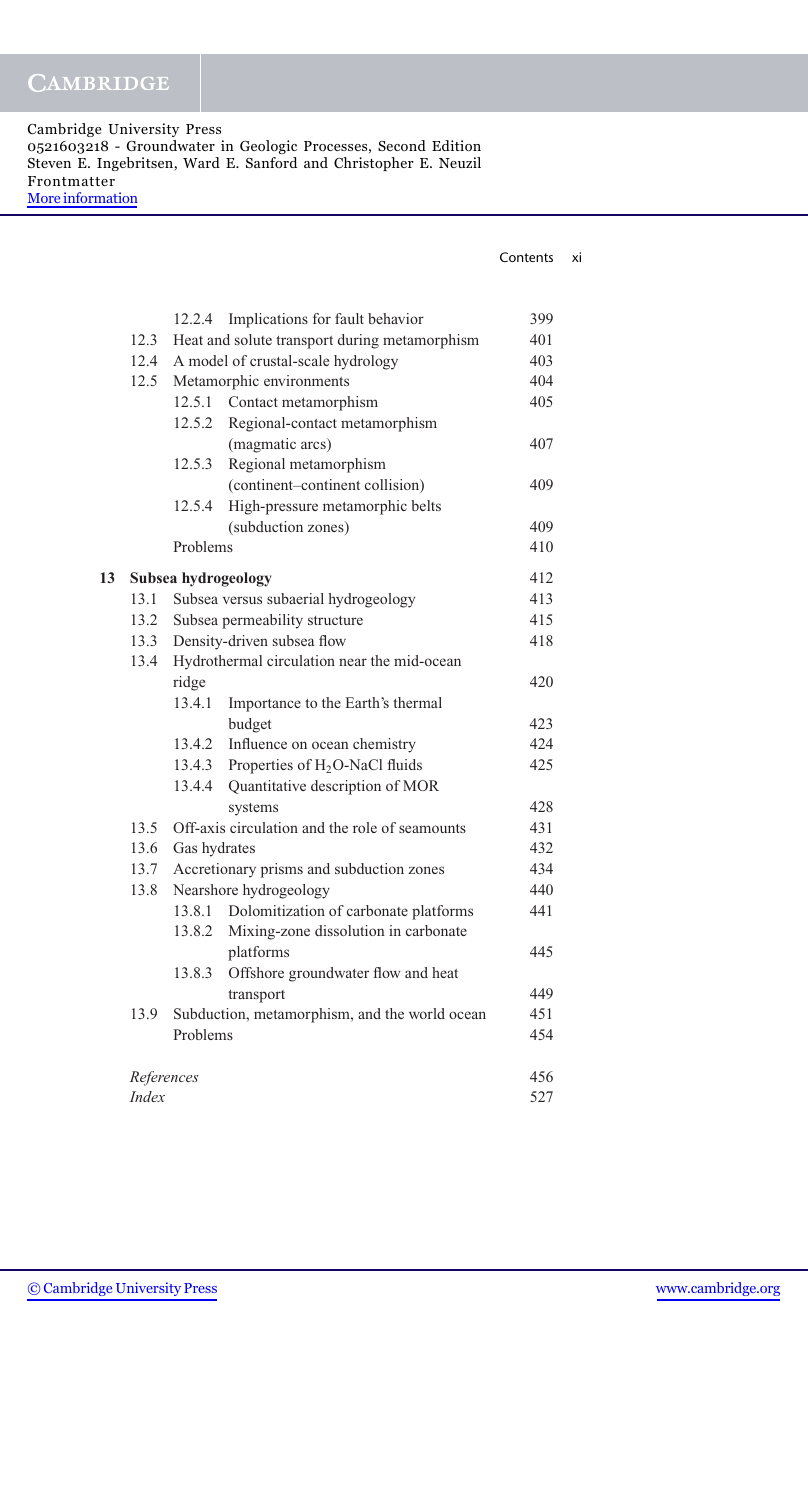| | | | |
|---|---|---|---|
| | 12.2.4 | Implications for fault behavior | 399 |
| 12.3 | | Heat and solute transport during metamorphism | 401 |
| 12.4 | | A model of crustal-scale hydrology | 403 |
| 12.5 | | Metamorphic environments | 404 |
| | 12.5.1 | Contact metamorphism | 405 |
| | 12.5.2 | Regional-contact metamorphism (magmatic arcs) | 407 |
| | 12.5.3 | Regional metamorphism (continent–continent collision) | 409 |
| | 12.5.4 | High-pressure metamorphic belts (subduction zones) | 409 |
| | | Problems | 410 |
| **13** | | **Subsea hydrogeology** | 412 |
| 13.1 | | Subsea versus subaerial hydrogeology | 413 |
| 13.2 | | Subsea permeability structure | 415 |
| 13.3 | | Density-driven subsea flow | 418 |
| 13.4 | | Hydrothermal circulation near the mid-ocean ridge | 420 |
| | 13.4.1 | Importance to the Earth's thermal budget | 423 |
| | 13.4.2 | Influence on ocean chemistry | 424 |
| | 13.4.3 | Properties of $H_2O$-NaCl fluids | 425 |
| | 13.4.4 | Quantitative description of MOR systems | 428 |
| 13.5 | | Off-axis circulation and the role of seamounts | 431 |
| 13.6 | | Gas hydrates | 432 |
| 13.7 | | Accretionary prisms and subduction zones | 434 |
| 13.8 | | Nearshore hydrogeology | 440 |
| | 13.8.1 | Dolomitization of carbonate platforms | 441 |
| | 13.8.2 | Mixing-zone dissolution in carbonate platforms | 445 |
| | 13.8.3 | Offshore groundwater flow and heat transport | 449 |
| 13.9 | | Subduction, metamorphism, and the world ocean | 451 |
| | | Problems | 454 |
| | | *References* | 456 |
| | | *Index* | 527 |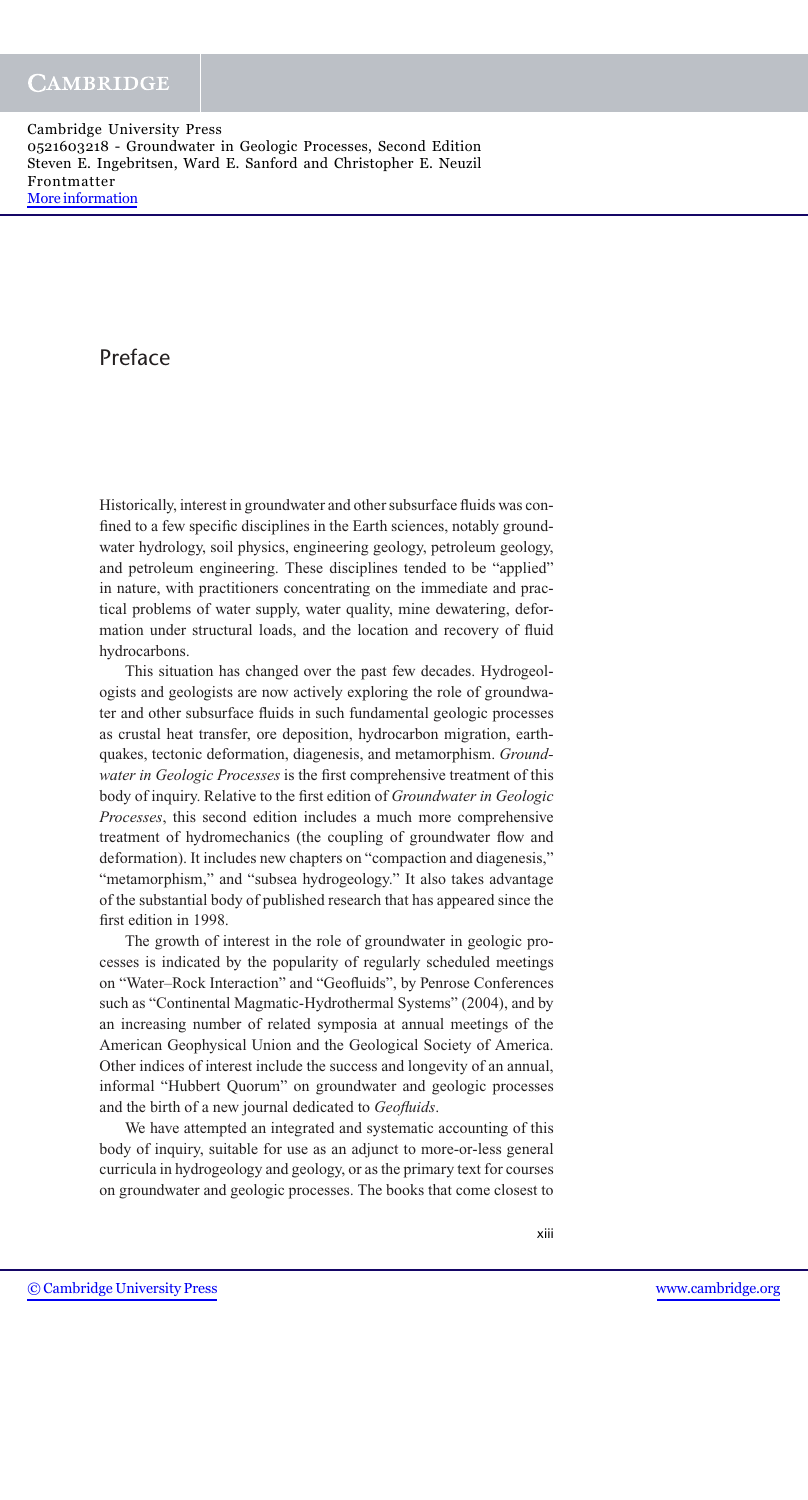# Preface

Historically, interest in groundwater and other subsurface fluids was confined to a few specific disciplines in the Earth sciences, notably groundwater hydrology, soil physics, engineering geology, petroleum geology, and petroleum engineering. These disciplines tended to be "applied" in nature, with practitioners concentrating on the immediate and practical problems of water supply, water quality, mine dewatering, deformation under structural loads, and the location and recovery of fluid hydrocarbons.

This situation has changed over the past few decades. Hydrogeologists and geologists are now actively exploring the role of groundwater and other subsurface fluids in such fundamental geologic processes as crustal heat transfer, ore deposition, hydrocarbon migration, earthquakes, tectonic deformation, diagenesis, and metamorphism. *Groundwater in Geologic Processes* is the first comprehensive treatment of this body of inquiry. Relative to the first edition of *Groundwater in Geologic Processes*, this second edition includes a much more comprehensive treatment of hydromechanics (the coupling of groundwater flow and deformation). It includes new chapters on "compaction and diagenesis," "metamorphism," and "subsea hydrogeology." It also takes advantage of the substantial body of published research that has appeared since the first edition in 1998.

The growth of interest in the role of groundwater in geologic processes is indicated by the popularity of regularly scheduled meetings on "Water–Rock Interaction" and "Geofluids", by Penrose Conferences such as "Continental Magmatic-Hydrothermal Systems" (2004), and by an increasing number of related symposia at annual meetings of the American Geophysical Union and the Geological Society of America. Other indices of interest include the success and longevity of an annual, informal "Hubbert Quorum" on groundwater and geologic processes and the birth of a new journal dedicated to *Geofluids*.

We have attempted an integrated and systematic accounting of this body of inquiry, suitable for use as an adjunct to more-or-less general curricula in hydrogeology and geology, or as the primary text for courses on groundwater and geologic processes. The books that come closest to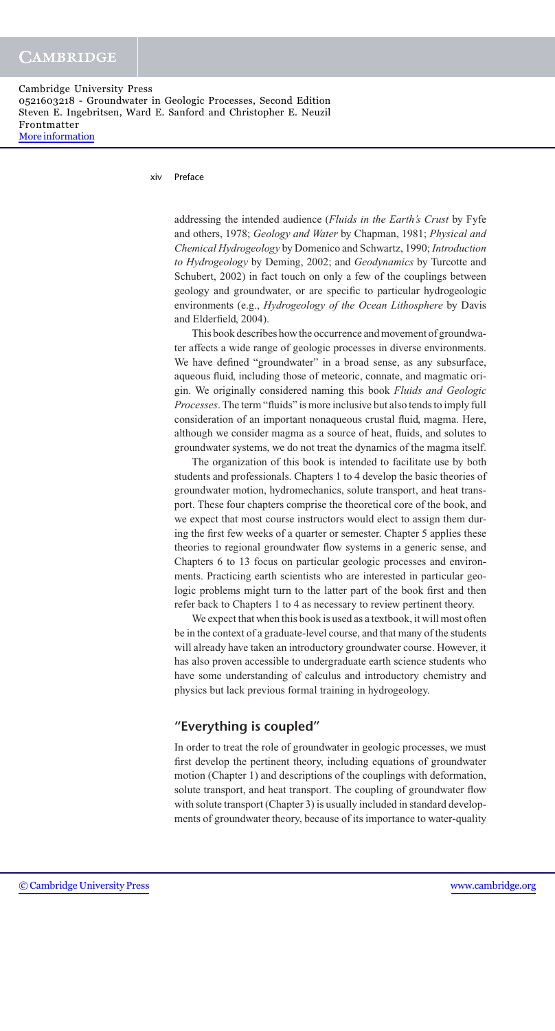addressing the intended audience (*Fluids in the Earth's Crust* by Fyfe and others, 1978; *Geology and Water* by Chapman, 1981; *Physical and Chemical Hydrogeology* by Domenico and Schwartz, 1990; *Introduction to Hydrogeology* by Deming, 2002; and *Geodynamics* by Turcotte and Schubert, 2002) in fact touch on only a few of the couplings between geology and groundwater, or are specific to particular hydrogeologic environments (e.g., *Hydrogeology of the Ocean Lithosphere* by Davis and Elderfield, 2004).

This book describes how the occurrence and movement of groundwater affects a wide range of geologic processes in diverse environments. We have defined "groundwater" in a broad sense, as any subsurface, aqueous fluid, including those of meteoric, connate, and magmatic origin. We originally considered naming this book *Fluids and Geologic Processes*. The term "fluids" is more inclusive but also tends to imply full consideration of an important nonaqueous crustal fluid, magma. Here, although we consider magma as a source of heat, fluids, and solutes to groundwater systems, we do not treat the dynamics of the magma itself.

The organization of this book is intended to facilitate use by both students and professionals. Chapters 1 to 4 develop the basic theories of groundwater motion, hydromechanics, solute transport, and heat transport. These four chapters comprise the theoretical core of the book, and we expect that most course instructors would elect to assign them during the first few weeks of a quarter or semester. Chapter 5 applies these theories to regional groundwater flow systems in a generic sense, and Chapters 6 to 13 focus on particular geologic processes and environments. Practicing earth scientists who are interested in particular geologic problems might turn to the latter part of the book first and then refer back to Chapters 1 to 4 as necessary to review pertinent theory.

We expect that when this book is used as a textbook, it will most often be in the context of a graduate-level course, and that many of the students will already have taken an introductory groundwater course. However, it has also proven accessible to undergraduate earth science students who have some understanding of calculus and introductory chemistry and physics but lack previous formal training in hydrogeology.

## "Everything is coupled"

In order to treat the role of groundwater in geologic processes, we must first develop the pertinent theory, including equations of groundwater motion (Chapter 1) and descriptions of the couplings with deformation, solute transport, and heat transport. The coupling of groundwater flow with solute transport (Chapter 3) is usually included in standard developments of groundwater theory, because of its importance to water-quality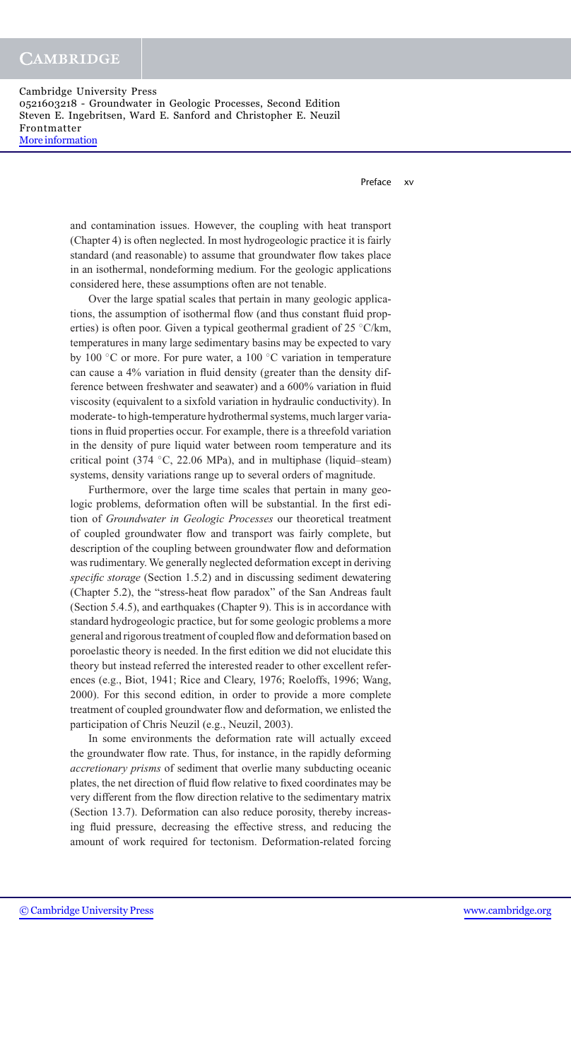and contamination issues. However, the coupling with heat transport (Chapter 4) is often neglected. In most hydrogeologic practice it is fairly standard (and reasonable) to assume that groundwater flow takes place in an isothermal, nondeforming medium. For the geologic applications considered here, these assumptions often are not tenable.

Over the large spatial scales that pertain in many geologic applications, the assumption of isothermal flow (and thus constant fluid properties) is often poor. Given a typical geothermal gradient of 25 °C/km, temperatures in many large sedimentary basins may be expected to vary by 100 °C or more. For pure water, a 100 °C variation in temperature can cause a 4% variation in fluid density (greater than the density difference between freshwater and seawater) and a 600% variation in fluid viscosity (equivalent to a sixfold variation in hydraulic conductivity). In moderate- to high-temperature hydrothermal systems, much larger variations in fluid properties occur. For example, there is a threefold variation in the density of pure liquid water between room temperature and its critical point (374 °C, 22.06 MPa), and in multiphase (liquid–steam) systems, density variations range up to several orders of magnitude.

Furthermore, over the large time scales that pertain in many geologic problems, deformation often will be substantial. In the first edition of *Groundwater in Geologic Processes* our theoretical treatment of coupled groundwater flow and transport was fairly complete, but description of the coupling between groundwater flow and deformation was rudimentary. We generally neglected deformation except in deriving *specific storage* (Section 1.5.2) and in discussing sediment dewatering (Chapter 5.2), the "stress-heat flow paradox" of the San Andreas fault (Section 5.4.5), and earthquakes (Chapter 9). This is in accordance with standard hydrogeologic practice, but for some geologic problems a more general and rigorous treatment of coupled flow and deformation based on poroelastic theory is needed. In the first edition we did not elucidate this theory but instead referred the interested reader to other excellent references (e.g., Biot, 1941; Rice and Cleary, 1976; Roeloffs, 1996; Wang, 2000). For this second edition, in order to provide a more complete treatment of coupled groundwater flow and deformation, we enlisted the participation of Chris Neuzil (e.g., Neuzil, 2003).

In some environments the deformation rate will actually exceed the groundwater flow rate. Thus, for instance, in the rapidly deforming *accretionary prisms* of sediment that overlie many subducting oceanic plates, the net direction of fluid flow relative to fixed coordinates may be very different from the flow direction relative to the sedimentary matrix (Section 13.7). Deformation can also reduce porosity, thereby increasing fluid pressure, decreasing the effective stress, and reducing the amount of work required for tectonism. Deformation-related forcing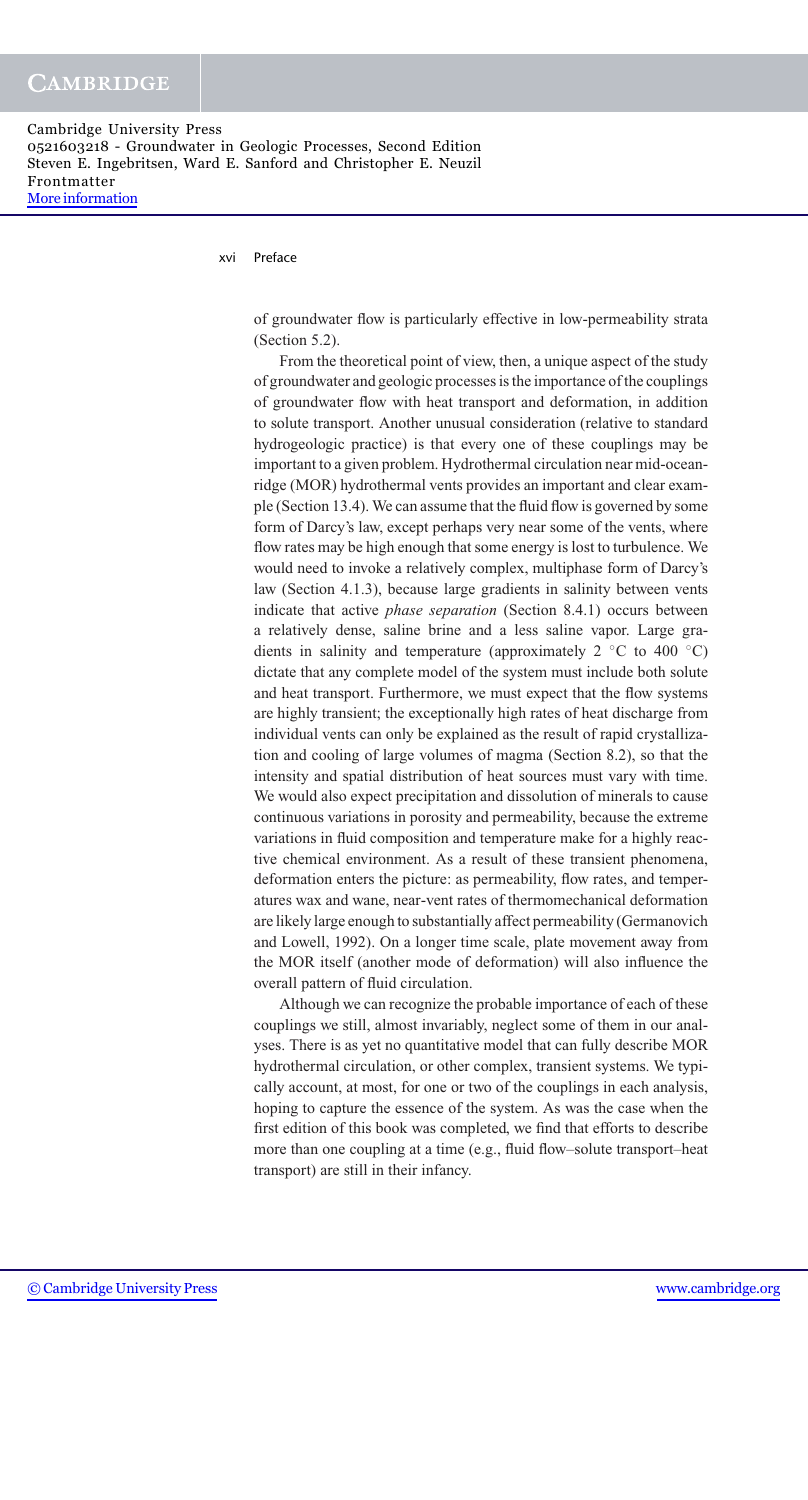of groundwater flow is particularly effective in low-permeability strata (Section 5.2).

From the theoretical point of view, then, a unique aspect of the study of groundwater and geologic processes is the importance of the couplings of groundwater flow with heat transport and deformation, in addition to solute transport. Another unusual consideration (relative to standard hydrogeologic practice) is that every one of these couplings may be important to a given problem. Hydrothermal circulation near mid-ocean-ridge (MOR) hydrothermal vents provides an important and clear example (Section 13.4). We can assume that the fluid flow is governed by some form of Darcy's law, except perhaps very near some of the vents, where flow rates may be high enough that some energy is lost to turbulence. We would need to invoke a relatively complex, multiphase form of Darcy's law (Section 4.1.3), because large gradients in salinity between vents indicate that active *phase separation* (Section 8.4.1) occurs between a relatively dense, saline brine and a less saline vapor. Large gradients in salinity and temperature (approximately 2 °C to 400 °C) dictate that any complete model of the system must include both solute and heat transport. Furthermore, we must expect that the flow systems are highly transient; the exceptionally high rates of heat discharge from individual vents can only be explained as the result of rapid crystallization and cooling of large volumes of magma (Section 8.2), so that the intensity and spatial distribution of heat sources must vary with time. We would also expect precipitation and dissolution of minerals to cause continuous variations in porosity and permeability, because the extreme variations in fluid composition and temperature make for a highly reactive chemical environment. As a result of these transient phenomena, deformation enters the picture: as permeability, flow rates, and temperatures wax and wane, near-vent rates of thermomechanical deformation are likely large enough to substantially affect permeability (Germanovich and Lowell, 1992). On a longer time scale, plate movement away from the MOR itself (another mode of deformation) will also influence the overall pattern of fluid circulation.

Although we can recognize the probable importance of each of these couplings we still, almost invariably, neglect some of them in our analyses. There is as yet no quantitative model that can fully describe MOR hydrothermal circulation, or other complex, transient systems. We typically account, at most, for one or two of the couplings in each analysis, hoping to capture the essence of the system. As was the case when the first edition of this book was completed, we find that efforts to describe more than one coupling at a time (e.g., fluid flow–solute transport–heat transport) are still in their infancy.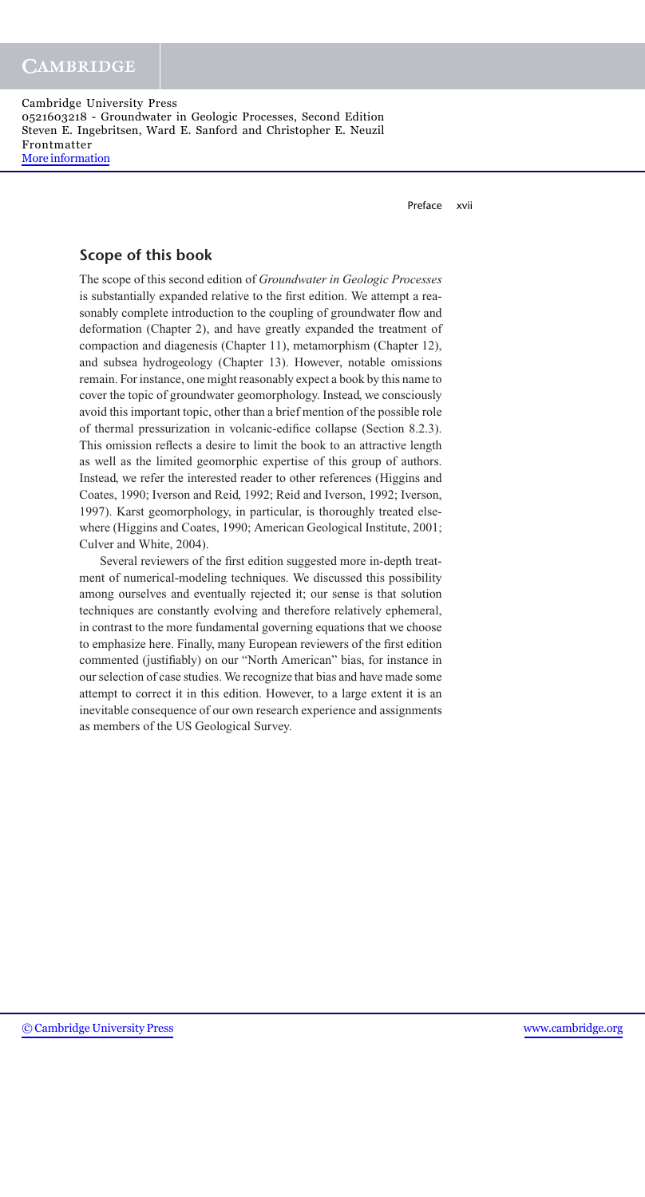## Scope of this book

The scope of this second edition of *Groundwater in Geologic Processes* is substantially expanded relative to the first edition. We attempt a reasonably complete introduction to the coupling of groundwater flow and deformation (Chapter 2), and have greatly expanded the treatment of compaction and diagenesis (Chapter 11), metamorphism (Chapter 12), and subsea hydrogeology (Chapter 13). However, notable omissions remain. For instance, one might reasonably expect a book by this name to cover the topic of groundwater geomorphology. Instead, we consciously avoid this important topic, other than a brief mention of the possible role of thermal pressurization in volcanic-edifice collapse (Section 8.2.3). This omission reflects a desire to limit the book to an attractive length as well as the limited geomorphic expertise of this group of authors. Instead, we refer the interested reader to other references (Higgins and Coates, 1990; Iverson and Reid, 1992; Reid and Iverson, 1992; Iverson, 1997). Karst geomorphology, in particular, is thoroughly treated elsewhere (Higgins and Coates, 1990; American Geological Institute, 2001; Culver and White, 2004).

Several reviewers of the first edition suggested more in-depth treatment of numerical-modeling techniques. We discussed this possibility among ourselves and eventually rejected it; our sense is that solution techniques are constantly evolving and therefore relatively ephemeral, in contrast to the more fundamental governing equations that we choose to emphasize here. Finally, many European reviewers of the first edition commented (justifiably) on our "North American" bias, for instance in our selection of case studies. We recognize that bias and have made some attempt to correct it in this edition. However, to a large extent it is an inevitable consequence of our own research experience and assignments as members of the US Geological Survey.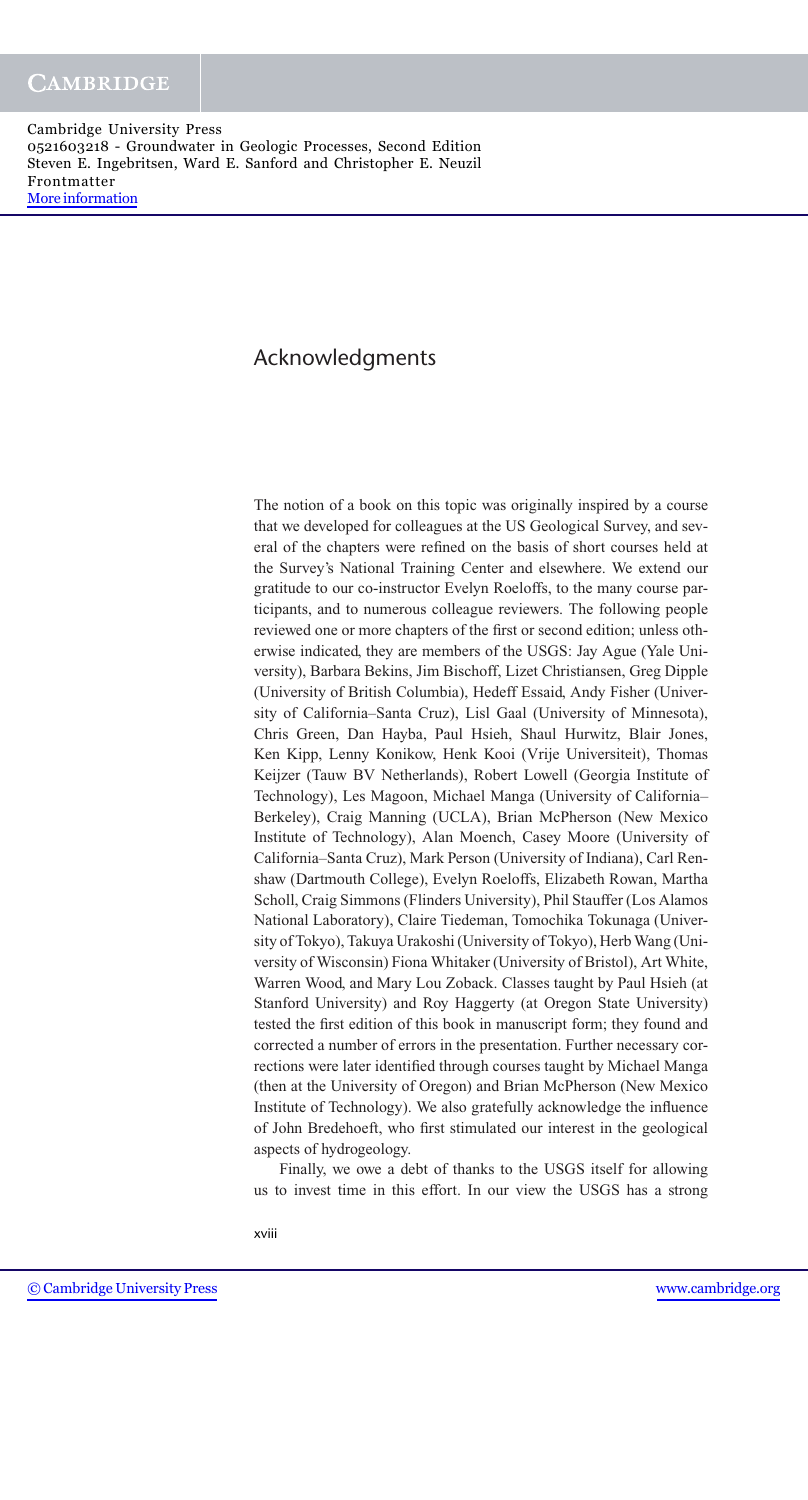# Acknowledgments

The notion of a book on this topic was originally inspired by a course that we developed for colleagues at the US Geological Survey, and several of the chapters were refined on the basis of short courses held at the Survey's National Training Center and elsewhere. We extend our gratitude to our co-instructor Evelyn Roeloffs, to the many course participants, and to numerous colleague reviewers. The following people reviewed one or more chapters of the first or second edition; unless otherwise indicated, they are members of the USGS: Jay Ague (Yale University), Barbara Bekins, Jim Bischoff, Lizet Christiansen, Greg Dipple (University of British Columbia), Hedeff Essaid, Andy Fisher (University of California–Santa Cruz), Lisl Gaal (University of Minnesota), Chris Green, Dan Hayba, Paul Hsieh, Shaul Hurwitz, Blair Jones, Ken Kipp, Lenny Konikow, Henk Kooi (Vrije Universiteit), Thomas Keijzer (Tauw BV Netherlands), Robert Lowell (Georgia Institute of Technology), Les Magoon, Michael Manga (University of California–Berkeley), Craig Manning (UCLA), Brian McPherson (New Mexico Institute of Technology), Alan Moench, Casey Moore (University of California–Santa Cruz), Mark Person (University of Indiana), Carl Renshaw (Dartmouth College), Evelyn Roeloffs, Elizabeth Rowan, Martha Scholl, Craig Simmons (Flinders University), Phil Stauffer (Los Alamos National Laboratory), Claire Tiedeman, Tomochika Tokunaga (University of Tokyo), Takuya Urakoshi (University of Tokyo), Herb Wang (University of Wisconsin) Fiona Whitaker (University of Bristol), Art White, Warren Wood, and Mary Lou Zoback. Classes taught by Paul Hsieh (at Stanford University) and Roy Haggerty (at Oregon State University) tested the first edition of this book in manuscript form; they found and corrected a number of errors in the presentation. Further necessary corrections were later identified through courses taught by Michael Manga (then at the University of Oregon) and Brian McPherson (New Mexico Institute of Technology). We also gratefully acknowledge the influence of John Bredehoeft, who first stimulated our interest in the geological aspects of hydrogeology.

Finally, we owe a debt of thanks to the USGS itself for allowing us to invest time in this effort. In our view the USGS has a strong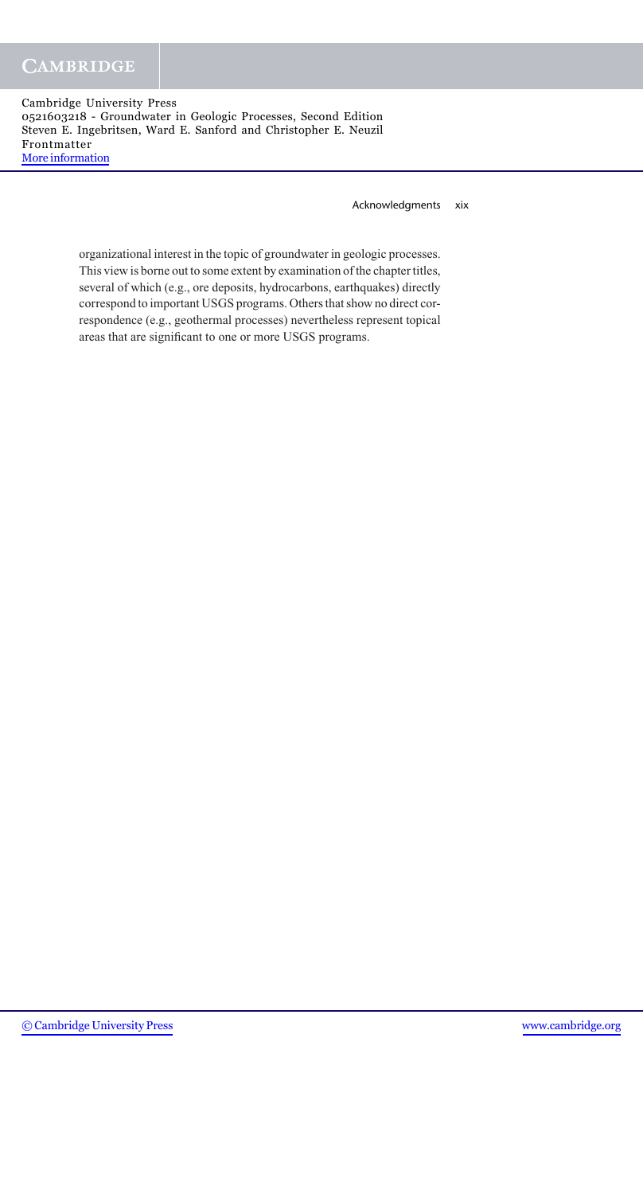organizational interest in the topic of groundwater in geologic processes. This view is borne out to some extent by examination of the chapter titles, several of which (e.g., ore deposits, hydrocarbons, earthquakes) directly correspond to important USGS programs. Others that show no direct correspondence (e.g., geothermal processes) nevertheless represent topical areas that are significant to one or more USGS programs.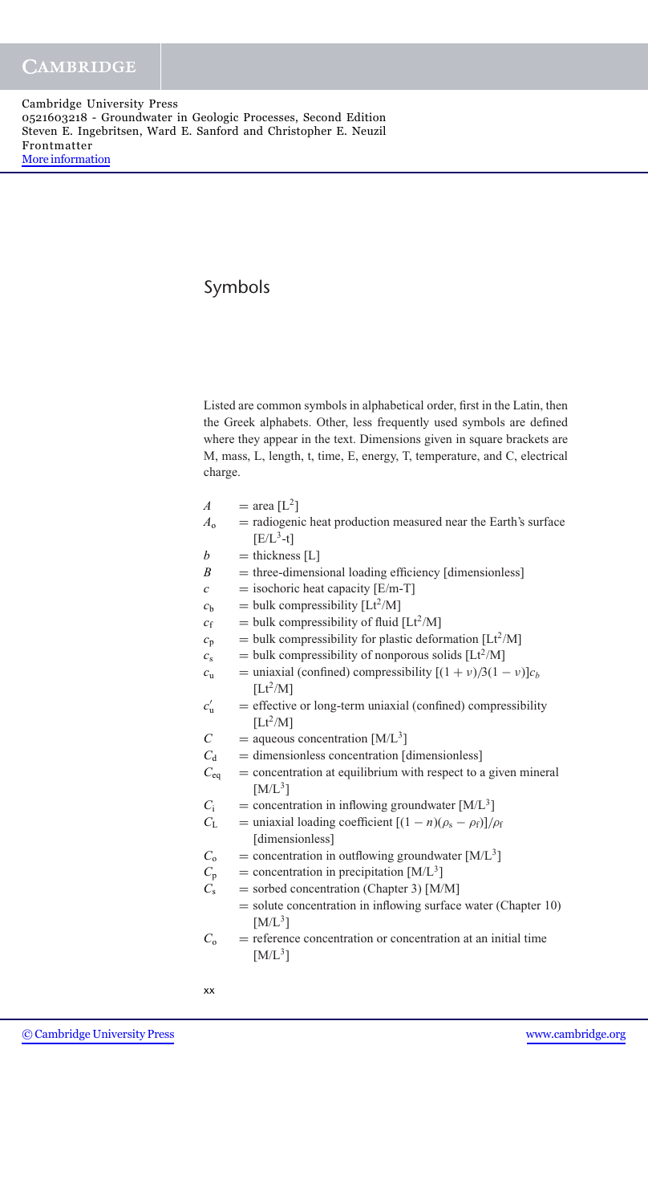# Symbols

Listed are common symbols in alphabetical order, first in the Latin, then the Greek alphabets. Other, less frequently used symbols are defined where they appear in the text. Dimensions given in square brackets are M, mass, L, length, t, time, E, energy, T, temperature, and C, electrical charge.

- $A$ = area [$L^2$]
- $A_o$ = radiogenic heat production measured near the Earth's surface [$E/L^3$-t]
- $b$ = thickness [L]
- $B$ = three-dimensional loading efficiency [dimensionless]
- $c$ = isochoric heat capacity [E/m-T]
- $c_b$ = bulk compressibility [$Lt^2/M$]
- $c_f$ = bulk compressibility of fluid [$Lt^2/M$]
- $c_p$ = bulk compressibility for plastic deformation [$Lt^2/M$]
- $c_s$ = bulk compressibility of nonporous solids [$Lt^2/M$]
- $c_u$ = uniaxial (confined) compressibility $[(1+\nu)/3(1-\nu)]c_b$ [$Lt^2/M$]
- $c'_u$ = effective or long-term uniaxial (confined) compressibility [$Lt^2/M$]
- $C$ = aqueous concentration [$M/L^3$]
- $C_d$ = dimensionless concentration [dimensionless]
- $C_{eq}$ = concentration at equilibrium with respect to a given mineral [$M/L^3$]
- $C_i$ = concentration in inflowing groundwater [$M/L^3$]
- $C_L$ = uniaxial loading coefficient $[(1-n)(\rho_s - \rho_f)]/\rho_f$ [dimensionless]
- $C_o$ = concentration in outflowing groundwater [$M/L^3$]
- $C_p$ = concentration in precipitation [$M/L^3$]
- $C_s$ = sorbed concentration (Chapter 3) [M/M]
  = solute concentration in inflowing surface water (Chapter 10) [$M/L^3$]
- $C_o$ = reference concentration or concentration at an initial time [$M/L^3$]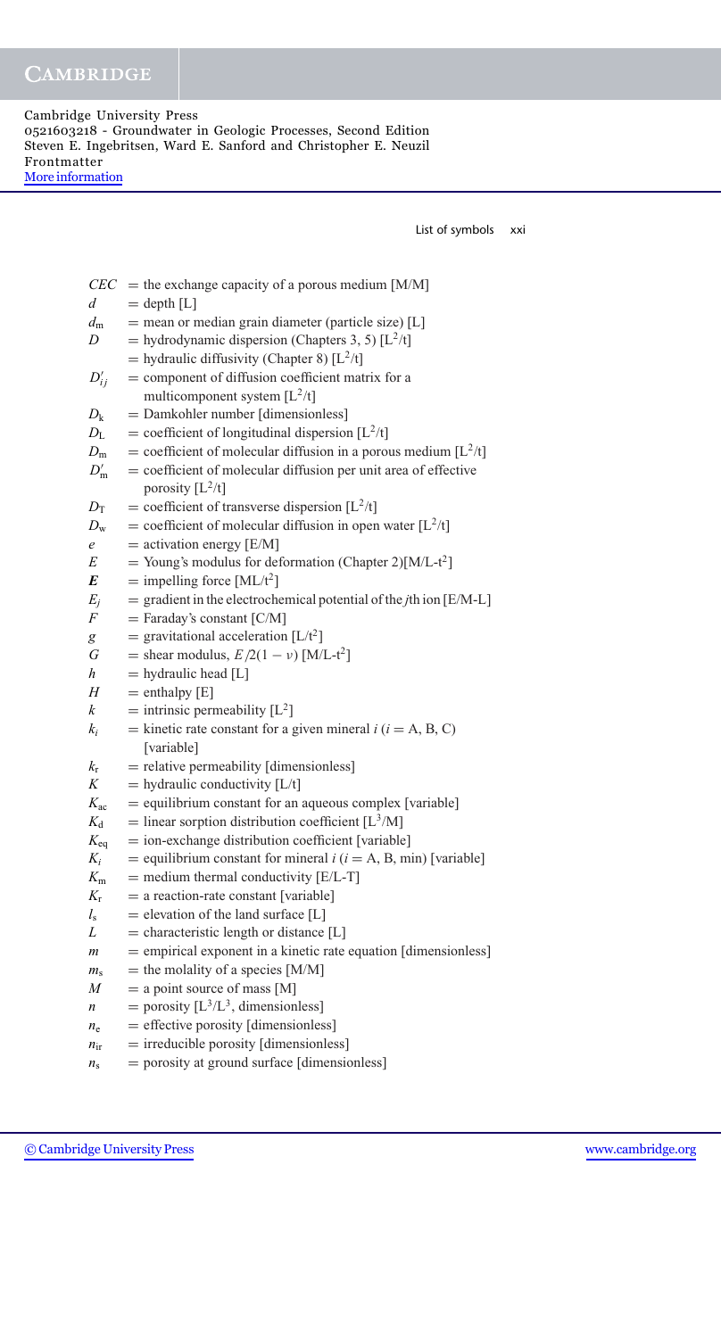| | |
|---|---|
| $CEC$ | = the exchange capacity of a porous medium [M/M] |
| $d$ | = depth [L] |
| $d_m$ | = mean or median grain diameter (particle size) [L] |
| $D$ | = hydrodynamic dispersion (Chapters 3, 5) [$L^2$/t] |
| | = hydraulic diffusivity (Chapter 8) [$L^2$/t] |
| $D'_{ij}$ | = component of diffusion coefficient matrix for a multicomponent system [$L^2$/t] |
| $D_k$ | = Damkohler number [dimensionless] |
| $D_L$ | = coefficient of longitudinal dispersion [$L^2$/t] |
| $D_m$ | = coefficient of molecular diffusion in a porous medium [$L^2$/t] |
| $D'_m$ | = coefficient of molecular diffusion per unit area of effective porosity [$L^2$/t] |
| $D_T$ | = coefficient of transverse dispersion [$L^2$/t] |
| $D_w$ | = coefficient of molecular diffusion in open water [$L^2$/t] |
| $e$ | = activation energy [E/M] |
| $E$ | = Young's modulus for deformation (Chapter 2)[M/L-$t^2$] |
| $\boldsymbol{E}$ | = impelling force [ML/$t^2$] |
| $E_j$ | = gradient in the electrochemical potential of the $j$th ion [E/M-L] |
| $F$ | = Faraday's constant [C/M] |
| $g$ | = gravitational acceleration [L/$t^2$] |
| $G$ | = shear modulus, $E/2(1-\nu)$ [M/L-$t^2$] |
| $h$ | = hydraulic head [L] |
| $H$ | = enthalpy [E] |
| $k$ | = intrinsic permeability [$L^2$] |
| $k_i$ | = kinetic rate constant for a given mineral $i$ ($i$ = A, B, C) [variable] |
| $k_r$ | = relative permeability [dimensionless] |
| $K$ | = hydraulic conductivity [L/t] |
| $K_{ac}$ | = equilibrium constant for an aqueous complex [variable] |
| $K_d$ | = linear sorption distribution coefficient [$L^3$/M] |
| $K_{eq}$ | = ion-exchange distribution coefficient [variable] |
| $K_i$ | = equilibrium constant for mineral $i$ ($i$ = A, B, min) [variable] |
| $K_m$ | = medium thermal conductivity [E/L-T] |
| $K_r$ | = a reaction-rate constant [variable] |
| $l_s$ | = elevation of the land surface [L] |
| $L$ | = characteristic length or distance [L] |
| $m$ | = empirical exponent in a kinetic rate equation [dimensionless] |
| $m_s$ | = the molality of a species [M/M] |
| $M$ | = a point source of mass [M] |
| $n$ | = porosity [$L^3/L^3$, dimensionless] |
| $n_e$ | = effective porosity [dimensionless] |
| $n_{ir}$ | = irreducible porosity [dimensionless] |
| $n_s$ | = porosity at ground surface [dimensionless] |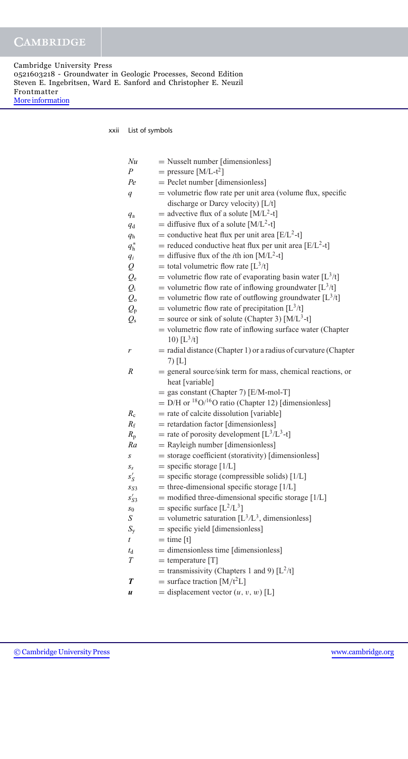| | |
|---|---|
| $Nu$ | = Nusselt number [dimensionless] |
| $P$ | = pressure [M/L-t$^2$] |
| $Pe$ | = Peclet number [dimensionless] |
| $q$ | = volumetric flow rate per unit area (volume flux, specific discharge or Darcy velocity) [L/t] |
| $q_a$ | = advective flux of a solute [M/L$^2$-t] |
| $q_d$ | = diffusive flux of a solute [M/L$^2$-t] |
| $q_h$ | = conductive heat flux per unit area [E/L$^2$-t] |
| $q_h^*$ | = reduced conductive heat flux per unit area [E/L$^2$-t] |
| $q_i$ | = diffusive flux of the $i$th ion [M/L$^2$-t] |
| $Q$ | = total volumetric flow rate [L$^3$/t] |
| $Q_e$ | = volumetric flow rate of evaporating basin water [L$^3$/t] |
| $Q_i$ | = volumetric flow rate of inflowing groundwater [L$^3$/t] |
| $Q_o$ | = volumetric flow rate of outflowing groundwater [L$^3$/t] |
| $Q_p$ | = volumetric flow rate of precipitation [L$^3$/t] |
| $Q_s$ | = source or sink of solute (Chapter 3) [M/L$^3$-t] |
| | = volumetric flow rate of inflowing surface water (Chapter 10) [L$^3$/t] |
| $r$ | = radial distance (Chapter 1) or a radius of curvature (Chapter 7) [L] |
| $R$ | = general source/sink term for mass, chemical reactions, or heat [variable] |
| | = gas constant (Chapter 7) [E/M-mol-T] |
| | = D/H or $^{18}O/^{16}O$ ratio (Chapter 12) [dimensionless] |
| $R_c$ | = rate of calcite dissolution [variable] |
| $R_f$ | = retardation factor [dimensionless] |
| $R_p$ | = rate of porosity development [L$^3$/L$^3$-t] |
| $Ra$ | = Rayleigh number [dimensionless] |
| $s$ | = storage coefficient (storativity) [dimensionless] |
| $s_s$ | = specific storage [1/L] |
| $s_S'$ | = specific storage (compressible solids) [1/L] |
| $s_{S3}$ | = three-dimensional specific storage [1/L] |
| $s_{S3}'$ | = modified three-dimensional specific storage [1/L] |
| $s_0$ | = specific surface [L$^2$/L$^3$] |
| $S$ | = volumetric saturation [L$^3$/L$^3$, dimensionless] |
| $S_y$ | = specific yield [dimensionless] |
| $t$ | = time [t] |
| $t_d$ | = dimensionless time [dimensionless] |
| $T$ | = temperature [T] |
| | = transmissivity (Chapters 1 and 9) [L$^2$/t] |
| $\boldsymbol{T}$ | = surface traction [M/t$^2$L] |
| $\boldsymbol{u}$ | = displacement vector ($u$, $v$, $w$) [L] |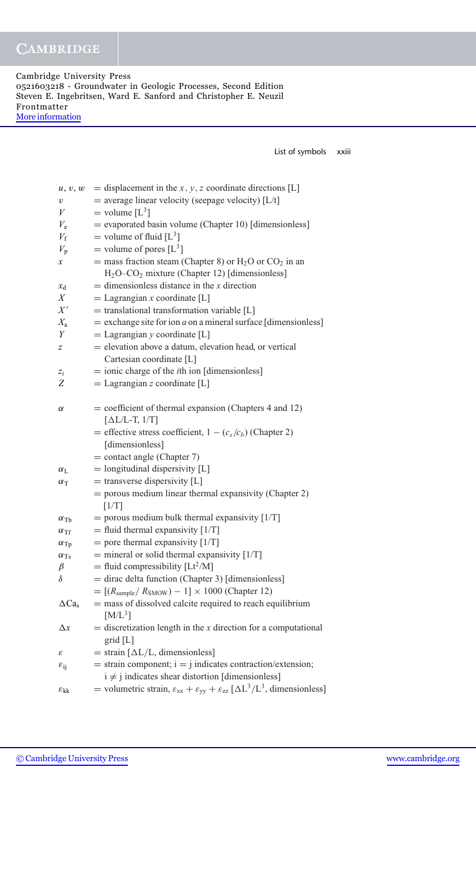$u, v, w$ = displacement in the $x, y, z$ coordinate directions [L]
$v$ = average linear velocity (seepage velocity) [L/t]
$V$ = volume [$L^3$]
$V_e$ = evaporated basin volume (Chapter 10) [dimensionless]
$V_f$ = volume of fluid [$L^3$]
$V_p$ = volume of pores [$L^3$]
$x$ = mass fraction steam (Chapter 8) or $H_2O$ or $CO_2$ in an $H_2O$–$CO_2$ mixture (Chapter 12) [dimensionless]
$x_d$ = dimensionless distance in the $x$ direction
$X$ = Lagrangian $x$ coordinate [L]
$X'$ = translational transformation variable [L]
$X_a$ = exchange site for ion $a$ on a mineral surface [dimensionless]
$Y$ = Lagrangian $y$ coordinate [L]
$z$ = elevation above a datum, elevation head, or vertical Cartesian coordinate [L]
$z_i$ = ionic charge of the $i$th ion [dimensionless]
$Z$ = Lagrangian $z$ coordinate [L]

$\alpha$ = coefficient of thermal expansion (Chapters 4 and 12) [$\Delta$L/L-T, 1/T]
= effective stress coefficient, $1 - (c_s/c_b)$ (Chapter 2) [dimensionless]
= contact angle (Chapter 7)
$\alpha_L$ = longitudinal dispersivity [L]
$\alpha_T$ = transverse dispersivity [L]
= porous medium linear thermal expansivity (Chapter 2) [1/T]
$\alpha_{Tb}$ = porous medium bulk thermal expansivity [1/T]
$\alpha_{Tf}$ = fluid thermal expansivity [1/T]
$\alpha_{Tp}$ = pore thermal expansivity [1/T]
$\alpha_{Ts}$ = mineral or solid thermal expansivity [1/T]
$\beta$ = fluid compressibility [$Lt^2/M$]
$\delta$ = dirac delta function (Chapter 3) [dimensionless]
= $[(R_{sample}/R_{SMOW}) - 1] \times 1000$ (Chapter 12)
$\Delta Ca_s$ = mass of dissolved calcite required to reach equilibrium [$M/L^3$]
$\Delta x$ = discretization length in the $x$ direction for a computational grid [L]
$\varepsilon$ = strain [$\Delta$L/L, dimensionless]
$\varepsilon_{ij}$ = strain component; i = j indicates contraction/extension; i ≠ j indicates shear distortion [dimensionless]
$\varepsilon_{kk}$ = volumetric strain, $\varepsilon_{xx} + \varepsilon_{yy} + \varepsilon_{zz}$ [$\Delta L^3/L^3$, dimensionless]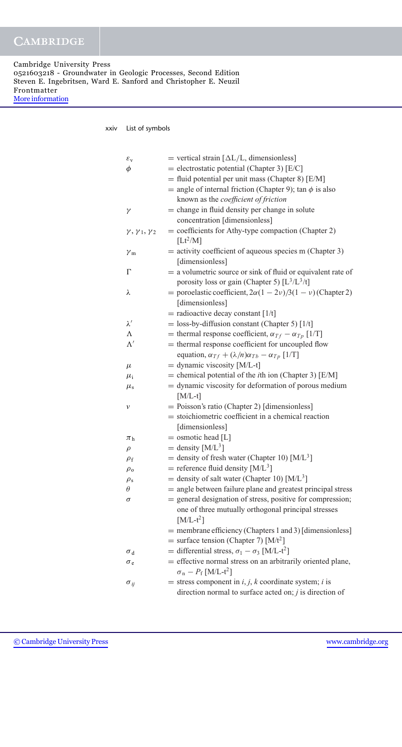| | |
|---|---|
| $\varepsilon_v$ | = vertical strain [$\Delta$L/L, dimensionless] |
| $\phi$ | = electrostatic potential (Chapter 3) [E/C] |
| | = fluid potential per unit mass (Chapter 8) [E/M] |
| | = angle of internal friction (Chapter 9); $\tan\phi$ is also known as the *coefficient of friction* |
| $\gamma$ | = change in fluid density per change in solute concentration [dimensionless] |
| $\gamma, \gamma_1, \gamma_2$ | = coefficients for Athy-type compaction (Chapter 2) [$Lt^2/M$] |
| $\gamma_m$ | = activity coefficient of aqueous species m (Chapter 3) [dimensionless] |
| $\Gamma$ | = a volumetric source or sink of fluid or equivalent rate of porosity loss or gain (Chapter 5) [$L^3/L^3/t$] |
| $\lambda$ | = poroelastic coefficient, $2\alpha(1-2\nu)/3(1-\nu)$ (Chapter 2) [dimensionless] |
| | = radioactive decay constant [1/t] |
| $\lambda'$ | = loss-by-diffusion constant (Chapter 5) [1/t] |
| $\Lambda$ | = thermal response coefficient, $\alpha_{Tf} - \alpha_{Tp}$ [1/T] |
| $\Lambda'$ | = thermal response coefficient for uncoupled flow equation, $\alpha_{Tf} + (\lambda/n)\alpha_{Tb} - \alpha_{Tp}$ [1/T] |
| $\mu$ | = dynamic viscosity [M/L-t] |
| $\mu_i$ | = chemical potential of the *i*th ion (Chapter 3) [E/M] |
| $\mu_s$ | = dynamic viscosity for deformation of porous medium [M/L-t] |
| $\nu$ | = Poisson's ratio (Chapter 2) [dimensionless] |
| | = stoichiometric coefficient in a chemical reaction [dimensionless] |
| $\pi_h$ | = osmotic head [L] |
| $\rho$ | = density [$M/L^3$] |
| $\rho_f$ | = density of fresh water (Chapter 10) [$M/L^3$] |
| $\rho_o$ | = reference fluid density [$M/L^3$] |
| $\rho_s$ | = density of salt water (Chapter 10) [$M/L^3$] |
| $\theta$ | = angle between failure plane and greatest principal stress |
| $\sigma$ | = general designation of stress, positive for compression; one of three mutually orthogonal principal stresses [$M/L\text{-}t^2$] |
| | = membrane efficiency (Chapters 1 and 3) [dimensionless] |
| | = surface tension (Chapter 7) [$M/t^2$] |
| $\sigma_d$ | = differential stress, $\sigma_1 - \sigma_3$ [$M/L\text{-}t^2$] |
| $\sigma_e$ | = effective normal stress on an arbitrarily oriented plane, $\sigma_n - P_f$ [$M/L\text{-}t^2$] |
| $\sigma_{ij}$ | = stress component in *i*, *j*, *k* coordinate system; *i* is direction normal to surface acted on; *j* is direction of |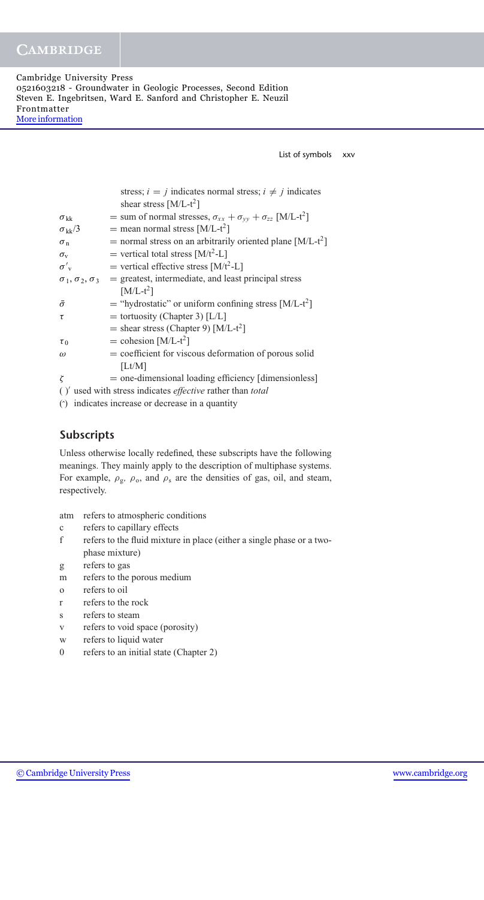stress; $i = j$ indicates normal stress; $i \neq j$ indicates shear stress [M/L-t$^2$]

| | |
|---|---|
| $\sigma_{kk}$ | = sum of normal stresses, $\sigma_{xx} + \sigma_{yy} + \sigma_{zz}$ [M/L-t$^2$] |
| $\sigma_{kk}/3$ | = mean normal stress [M/L-t$^2$] |
| $\sigma_n$ | = normal stress on an arbitrarily oriented plane [M/L-t$^2$] |
| $\sigma_v$ | = vertical total stress [M/t$^2$-L] |
| $\sigma'_v$ | = vertical effective stress [M/t$^2$-L] |
| $\sigma_1, \sigma_2, \sigma_3$ | = greatest, intermediate, and least principal stress [M/L-t$^2$] |
| $\bar{\sigma}$ | = "hydrostatic" or uniform confining stress [M/L-t$^2$] |
| $\tau$ | = tortuosity (Chapter 3) [L/L] |
| | = shear stress (Chapter 9) [M/L-t$^2$] |
| $\tau_0$ | = cohesion [M/L-t$^2$] |
| $\omega$ | = coefficient for viscous deformation of porous solid [Lt/M] |
| $\zeta$ | = one-dimensional loading efficiency [dimensionless] |

( )′ used with stress indicates *effective* rather than *total*

(˙) indicates increase or decrease in a quantity

## Subscripts

Unless otherwise locally redefined, these subscripts have the following meanings. They mainly apply to the description of multiphase systems. For example, $\rho_g$, $\rho_o$, and $\rho_s$ are the densities of gas, oil, and steam, respectively.

| | |
|---|---|
| atm | refers to atmospheric conditions |
| c | refers to capillary effects |
| f | refers to the fluid mixture in place (either a single phase or a two-phase mixture) |
| g | refers to gas |
| m | refers to the porous medium |
| o | refers to oil |
| r | refers to the rock |
| s | refers to steam |
| v | refers to void space (porosity) |
| w | refers to liquid water |
| 0 | refers to an initial state (Chapter 2) |